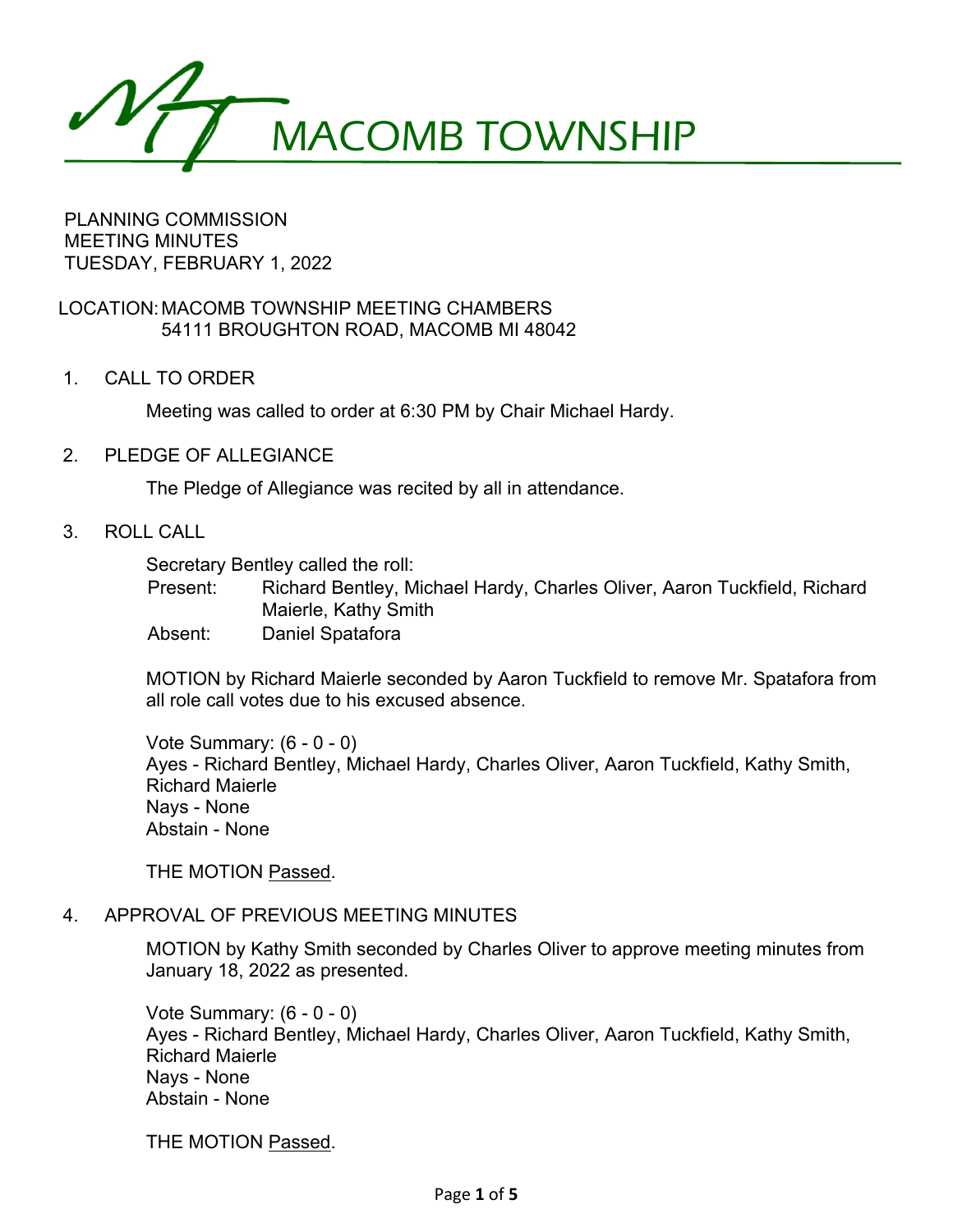# MACOMB TOWNSHIP

PLANNING COMMISSION
MEETING MINUTES
TUESDAY, FEBRUARY 1, 2022

LOCATION: MACOMB TOWNSHIP MEETING CHAMBERS
54111 BROUGHTON ROAD, MACOMB MI 48042

1. CALL TO ORDER

   Meeting was called to order at 6:30 PM by Chair Michael Hardy.

2. PLEDGE OF ALLEGIANCE

   The Pledge of Allegiance was recited by all in attendance.

3. ROLL CALL

   Secretary Bentley called the roll:
   Present: Richard Bentley, Michael Hardy, Charles Oliver, Aaron Tuckfield, Richard Maierle, Kathy Smith
   Absent: Daniel Spatafora

   MOTION by Richard Maierle seconded by Aaron Tuckfield to remove Mr. Spatafora from all role call votes due to his excused absence.

   Vote Summary: (6 - 0 - 0)
   Ayes - Richard Bentley, Michael Hardy, Charles Oliver, Aaron Tuckfield, Kathy Smith, Richard Maierle
   Nays - None
   Abstain - None

   THE MOTION Passed.

4. APPROVAL OF PREVIOUS MEETING MINUTES

   MOTION by Kathy Smith seconded by Charles Oliver to approve meeting minutes from January 18, 2022 as presented.

   Vote Summary: (6 - 0 - 0)
   Ayes - Richard Bentley, Michael Hardy, Charles Oliver, Aaron Tuckfield, Kathy Smith, Richard Maierle
   Nays - None
   Abstain - None

   THE MOTION Passed.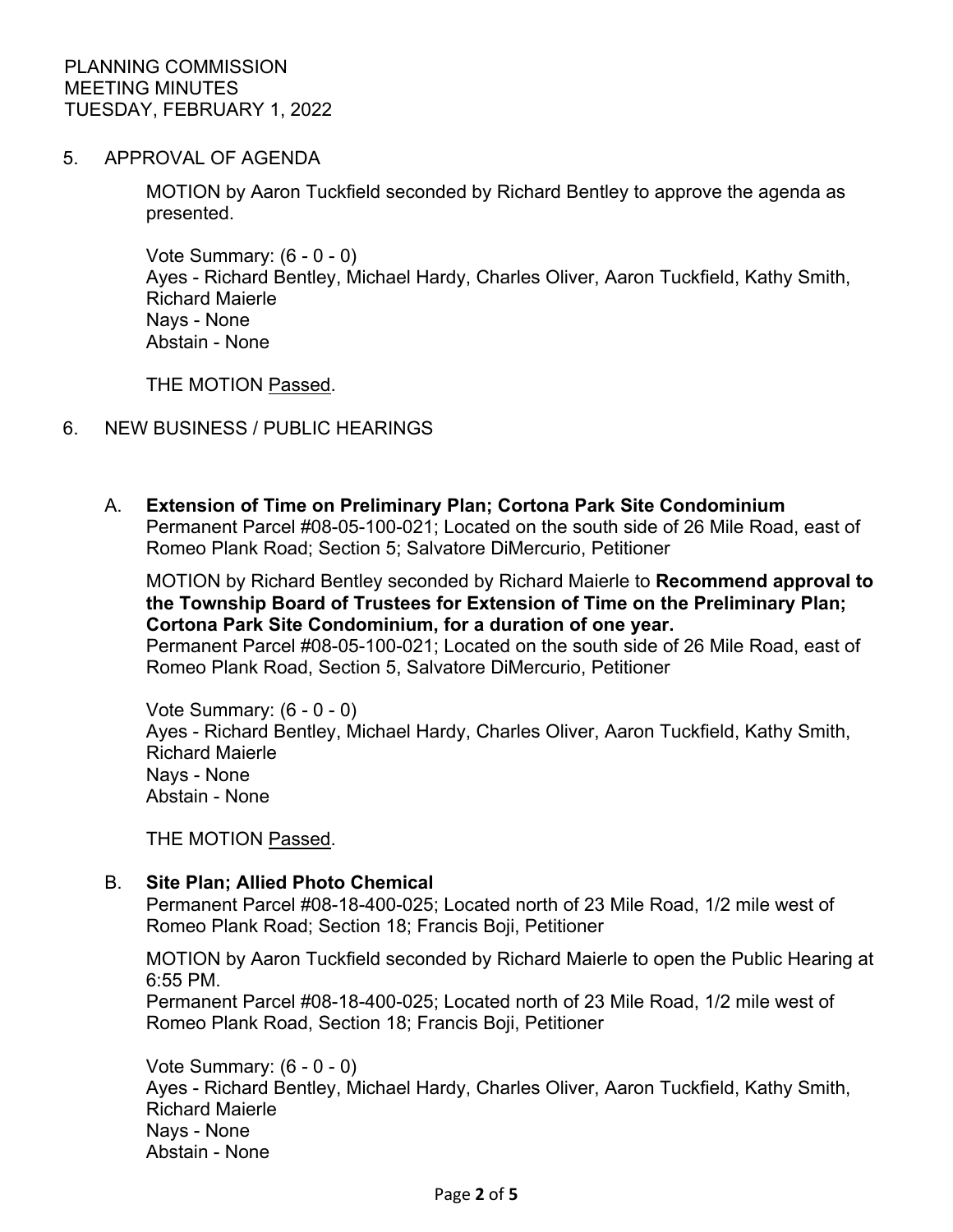PLANNING COMMISSION
MEETING MINUTES
TUESDAY, FEBRUARY 1, 2022

5. APPROVAL OF AGENDA

MOTION by Aaron Tuckfield seconded by Richard Bentley to approve the agenda as presented.

Vote Summary: (6 - 0 - 0)
Ayes - Richard Bentley, Michael Hardy, Charles Oliver, Aaron Tuckfield, Kathy Smith, Richard Maierle
Nays - None
Abstain - None

THE MOTION Passed.

6. NEW BUSINESS / PUBLIC HEARINGS

A. **Extension of Time on Preliminary Plan; Cortona Park Site Condominium**
Permanent Parcel #08-05-100-021; Located on the south side of 26 Mile Road, east of Romeo Plank Road; Section 5; Salvatore DiMercurio, Petitioner

MOTION by Richard Bentley seconded by Richard Maierle to **Recommend approval to the Township Board of Trustees for Extension of Time on the Preliminary Plan; Cortona Park Site Condominium, for a duration of one year.**
Permanent Parcel #08-05-100-021; Located on the south side of 26 Mile Road, east of Romeo Plank Road, Section 5, Salvatore DiMercurio, Petitioner

Vote Summary: (6 - 0 - 0)
Ayes - Richard Bentley, Michael Hardy, Charles Oliver, Aaron Tuckfield, Kathy Smith, Richard Maierle
Nays - None
Abstain - None

THE MOTION Passed.

B. **Site Plan; Allied Photo Chemical**
Permanent Parcel #08-18-400-025; Located north of 23 Mile Road, 1/2 mile west of Romeo Plank Road; Section 18; Francis Boji, Petitioner

MOTION by Aaron Tuckfield seconded by Richard Maierle to open the Public Hearing at 6:55 PM.
Permanent Parcel #08-18-400-025; Located north of 23 Mile Road, 1/2 mile west of Romeo Plank Road, Section 18; Francis Boji, Petitioner

Vote Summary: (6 - 0 - 0)
Ayes - Richard Bentley, Michael Hardy, Charles Oliver, Aaron Tuckfield, Kathy Smith, Richard Maierle
Nays - None
Abstain - None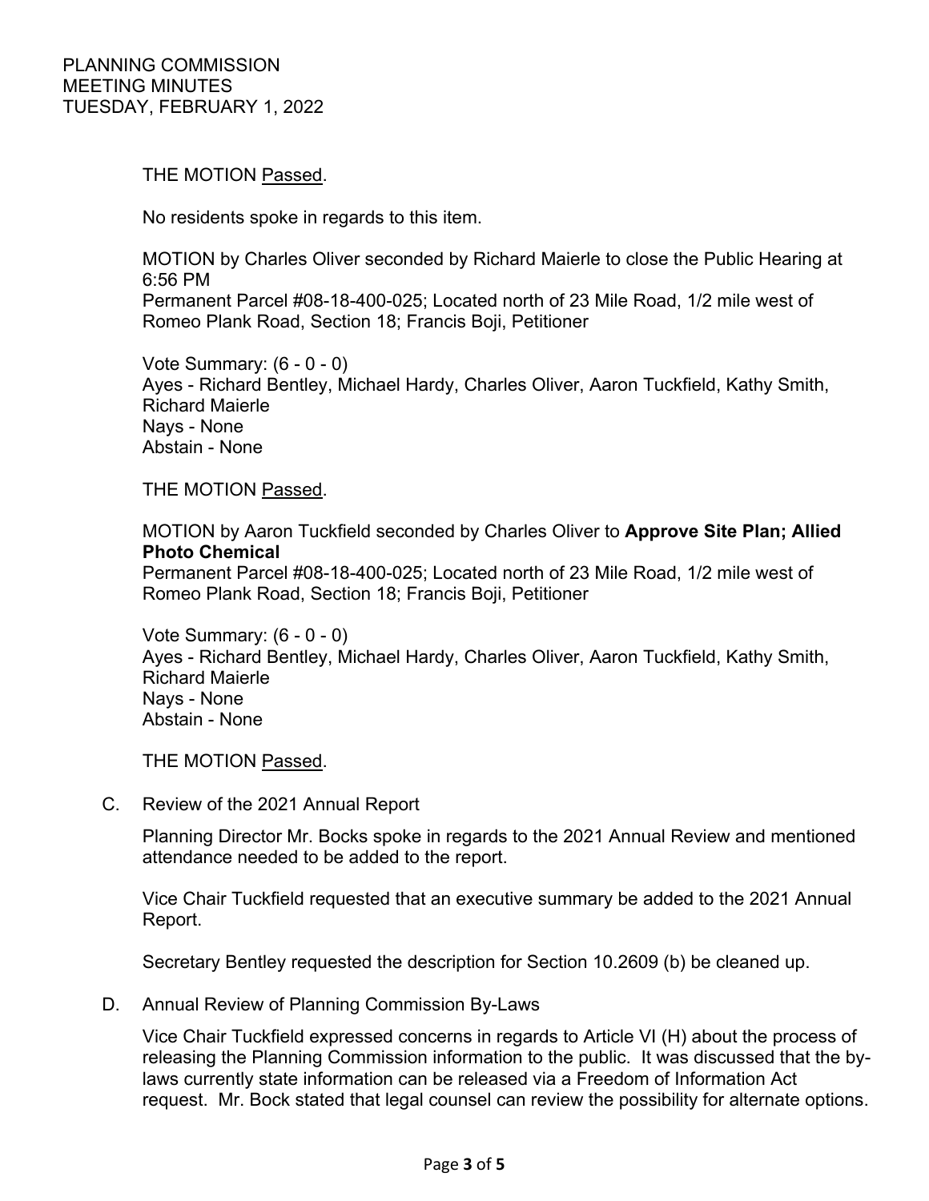THE MOTION Passed.

No residents spoke in regards to this item.

MOTION by Charles Oliver seconded by Richard Maierle to close the Public Hearing at 6:56 PM
Permanent Parcel #08-18-400-025; Located north of 23 Mile Road, 1/2 mile west of Romeo Plank Road, Section 18; Francis Boji, Petitioner

Vote Summary: (6 - 0 - 0)
Ayes - Richard Bentley, Michael Hardy, Charles Oliver, Aaron Tuckfield, Kathy Smith, Richard Maierle
Nays - None
Abstain - None

THE MOTION Passed.

MOTION by Aaron Tuckfield seconded by Charles Oliver to **Approve Site Plan; Allied Photo Chemical**
Permanent Parcel #08-18-400-025; Located north of 23 Mile Road, 1/2 mile west of Romeo Plank Road, Section 18; Francis Boji, Petitioner

Vote Summary: (6 - 0 - 0)
Ayes - Richard Bentley, Michael Hardy, Charles Oliver, Aaron Tuckfield, Kathy Smith, Richard Maierle
Nays - None
Abstain - None

THE MOTION Passed.

C. Review of the 2021 Annual Report

Planning Director Mr. Bocks spoke in regards to the 2021 Annual Review and mentioned attendance needed to be added to the report.

Vice Chair Tuckfield requested that an executive summary be added to the 2021 Annual Report.

Secretary Bentley requested the description for Section 10.2609 (b) be cleaned up.

D. Annual Review of Planning Commission By-Laws

Vice Chair Tuckfield expressed concerns in regards to Article VI (H) about the process of releasing the Planning Commission information to the public. It was discussed that the by-laws currently state information can be released via a Freedom of Information Act request. Mr. Bock stated that legal counsel can review the possibility for alternate options.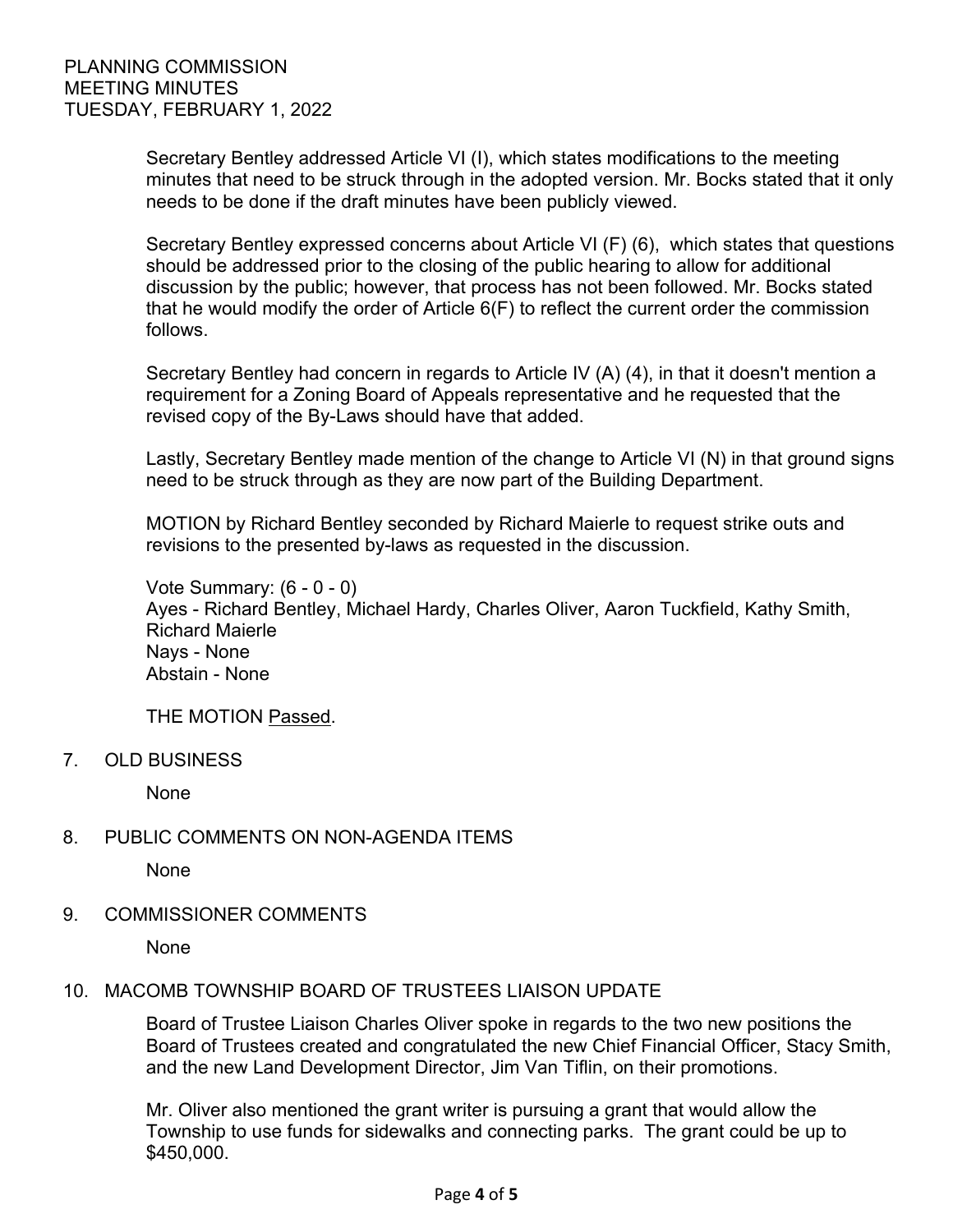Secretary Bentley addressed Article VI (I), which states modifications to the meeting minutes that need to be struck through in the adopted version. Mr. Bocks stated that it only needs to be done if the draft minutes have been publicly viewed.

Secretary Bentley expressed concerns about Article VI (F) (6), which states that questions should be addressed prior to the closing of the public hearing to allow for additional discussion by the public; however, that process has not been followed. Mr. Bocks stated that he would modify the order of Article 6(F) to reflect the current order the commission follows.

Secretary Bentley had concern in regards to Article IV (A) (4), in that it doesn't mention a requirement for a Zoning Board of Appeals representative and he requested that the revised copy of the By-Laws should have that added.

Lastly, Secretary Bentley made mention of the change to Article VI (N) in that ground signs need to be struck through as they are now part of the Building Department.

MOTION by Richard Bentley seconded by Richard Maierle to request strike outs and revisions to the presented by-laws as requested in the discussion.

Vote Summary: (6 - 0 - 0)
Ayes - Richard Bentley, Michael Hardy, Charles Oliver, Aaron Tuckfield, Kathy Smith, Richard Maierle
Nays - None
Abstain - None

THE MOTION Passed.

7. OLD BUSINESS

   None

8. PUBLIC COMMENTS ON NON-AGENDA ITEMS

   None

9. COMMISSIONER COMMENTS

   None

10. MACOMB TOWNSHIP BOARD OF TRUSTEES LIAISON UPDATE

    Board of Trustee Liaison Charles Oliver spoke in regards to the two new positions the Board of Trustees created and congratulated the new Chief Financial Officer, Stacy Smith, and the new Land Development Director, Jim Van Tiflin, on their promotions.

    Mr. Oliver also mentioned the grant writer is pursuing a grant that would allow the Township to use funds for sidewalks and connecting parks. The grant could be up to $450,000.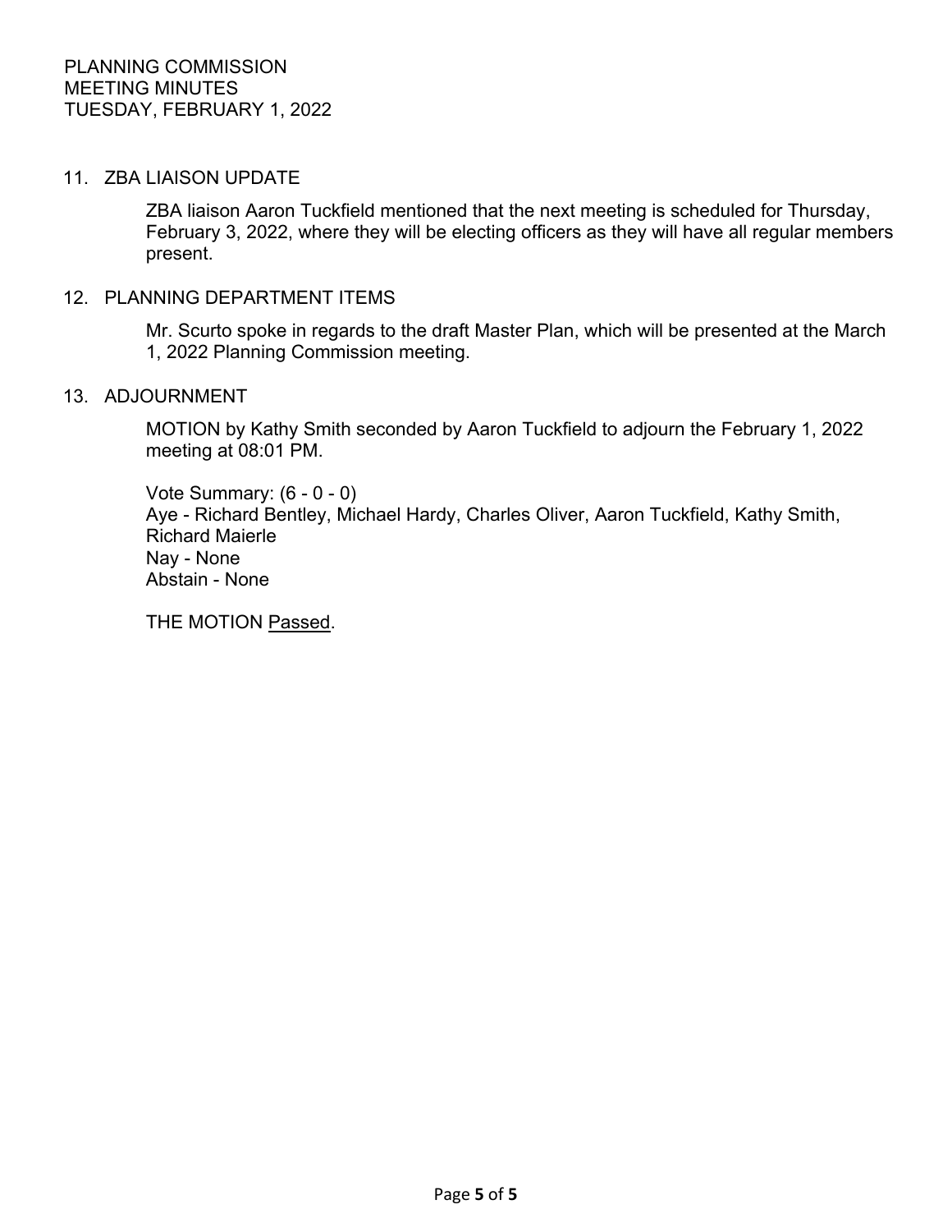## 11. ZBA LIAISON UPDATE

ZBA liaison Aaron Tuckfield mentioned that the next meeting is scheduled for Thursday, February 3, 2022, where they will be electing officers as they will have all regular members present.

## 12. PLANNING DEPARTMENT ITEMS

Mr. Scurto spoke in regards to the draft Master Plan, which will be presented at the March 1, 2022 Planning Commission meeting.

## 13. ADJOURNMENT

MOTION by Kathy Smith seconded by Aaron Tuckfield to adjourn the February 1, 2022 meeting at 08:01 PM.

Vote Summary: (6 - 0 - 0)
Aye - Richard Bentley, Michael Hardy, Charles Oliver, Aaron Tuckfield, Kathy Smith, Richard Maierle
Nay - None
Abstain - None

THE MOTION Passed.